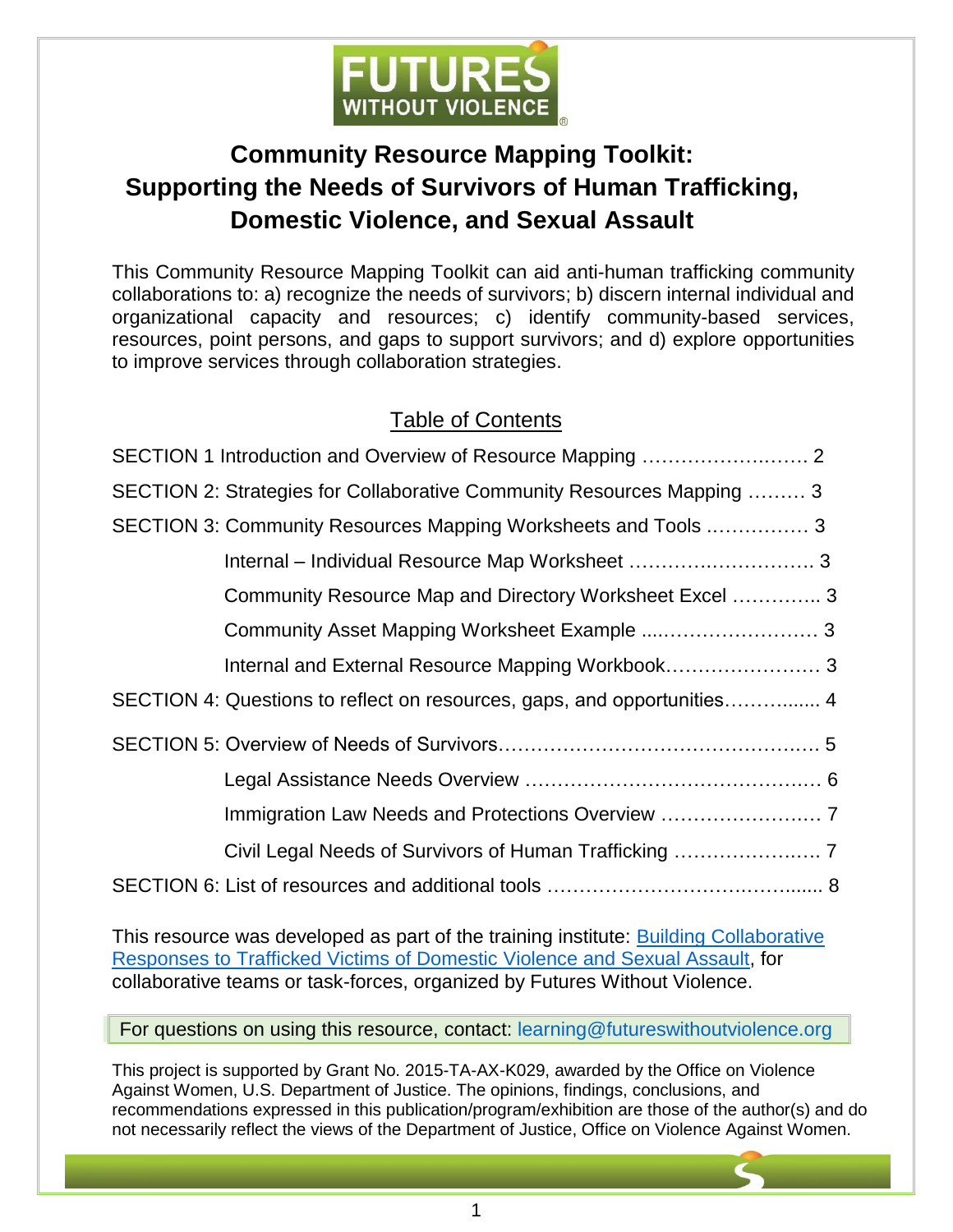# Community Resource Mapping Toolkit: Supporting the Needs of Survivors of Human Trafficking, Domestic Violence, and Sexual Assault

This Community Resource Mapping Toolkit can aid anti-human trafficking community collaborations to: a) recognize the needs of survivors; b) discern internal individual and organizational capacity and resources; c) identify community-based services, resources, point persons, and gaps to support survivors; and d) explore opportunities to improve services through collaboration strategies.

## Table of Contents

SECTION 1 Introduction and Overview of Resource Mapping …………………….…. 2

SECTION 2: Strategies for Collaborative Community Resources Mapping ……… 3

SECTION 3: Community Resources Mapping Worksheets and Tools ……………. 3

- Internal – Individual Resource Map Worksheet ………….……………….. 3
- Community Resource Map and Directory Worksheet Excel ………….. 3
- Community Asset Mapping Worksheet Example ....…………………… 3
- Internal and External Resource Mapping Workbook…………………… 3

SECTION 4: Questions to reflect on resources, gaps, and opportunities……….... 4

SECTION 5: Overview of Needs of Survivors…………………………………….…. 5

- Legal Assistance Needs Overview ……………………………………… 6
- Immigration Law Needs and Protections Overview ……………….…… 7
- Civil Legal Needs of Survivors of Human Trafficking ……………….…. 7

SECTION 6: List of resources and additional tools …………………………….…...... 8

This resource was developed as part of the training institute: [Building Collaborative Responses to Trafficked Victims of Domestic Violence and Sexual Assault](), for collaborative teams or task-forces, organized by Futures Without Violence.

For questions on using this resource, contact: learning@futureswithoutviolence.org

This project is supported by Grant No. 2015-TA-AX-K029, awarded by the Office on Violence Against Women, U.S. Department of Justice. The opinions, findings, conclusions, and recommendations expressed in this publication/program/exhibition are those of the author(s) and do not necessarily reflect the views of the Department of Justice, Office on Violence Against Women.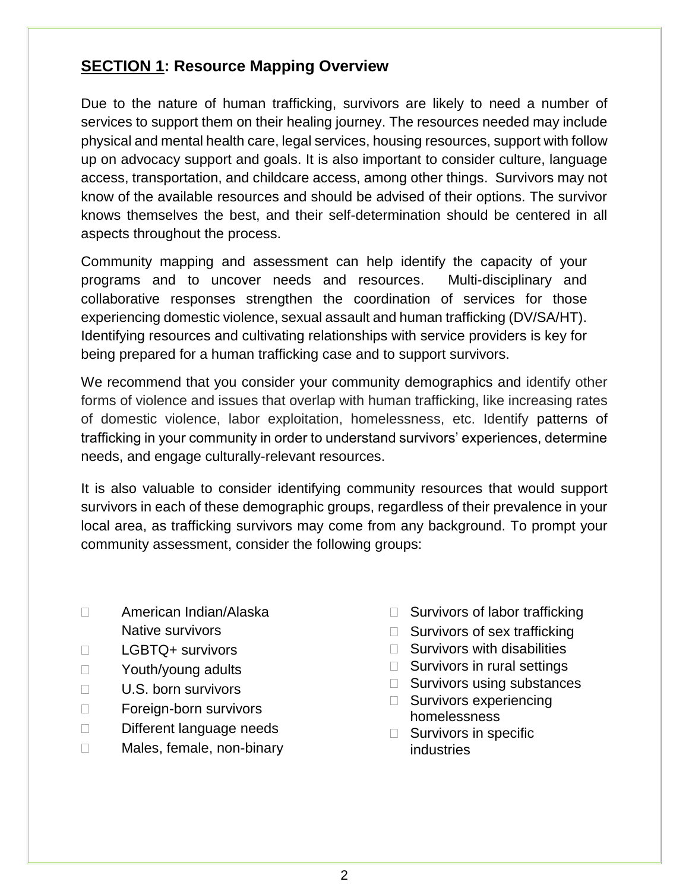## SECTION 1: Resource Mapping Overview

Due to the nature of human trafficking, survivors are likely to need a number of services to support them on their healing journey. The resources needed may include physical and mental health care, legal services, housing resources, support with follow up on advocacy support and goals. It is also important to consider culture, language access, transportation, and childcare access, among other things. Survivors may not know of the available resources and should be advised of their options. The survivor knows themselves the best, and their self-determination should be centered in all aspects throughout the process.

Community mapping and assessment can help identify the capacity of your programs and to uncover needs and resources. Multi-disciplinary and collaborative responses strengthen the coordination of services for those experiencing domestic violence, sexual assault and human trafficking (DV/SA/HT). Identifying resources and cultivating relationships with service providers is key for being prepared for a human trafficking case and to support survivors.

We recommend that you consider your community demographics and identify other forms of violence and issues that overlap with human trafficking, like increasing rates of domestic violence, labor exploitation, homelessness, etc. Identify patterns of trafficking in your community in order to understand survivors' experiences, determine needs, and engage culturally-relevant resources.

It is also valuable to consider identifying community resources that would support survivors in each of these demographic groups, regardless of their prevalence in your local area, as trafficking survivors may come from any background. To prompt your community assessment, consider the following groups:

- American Indian/Alaska Native survivors
- LGBTQ+ survivors
- Youth/young adults
- U.S. born survivors
- Foreign-born survivors
- Different language needs
- Males, female, non-binary
- Survivors of labor trafficking
- Survivors of sex trafficking
- Survivors with disabilities
- Survivors in rural settings
- Survivors using substances
- Survivors experiencing homelessness
- Survivors in specific industries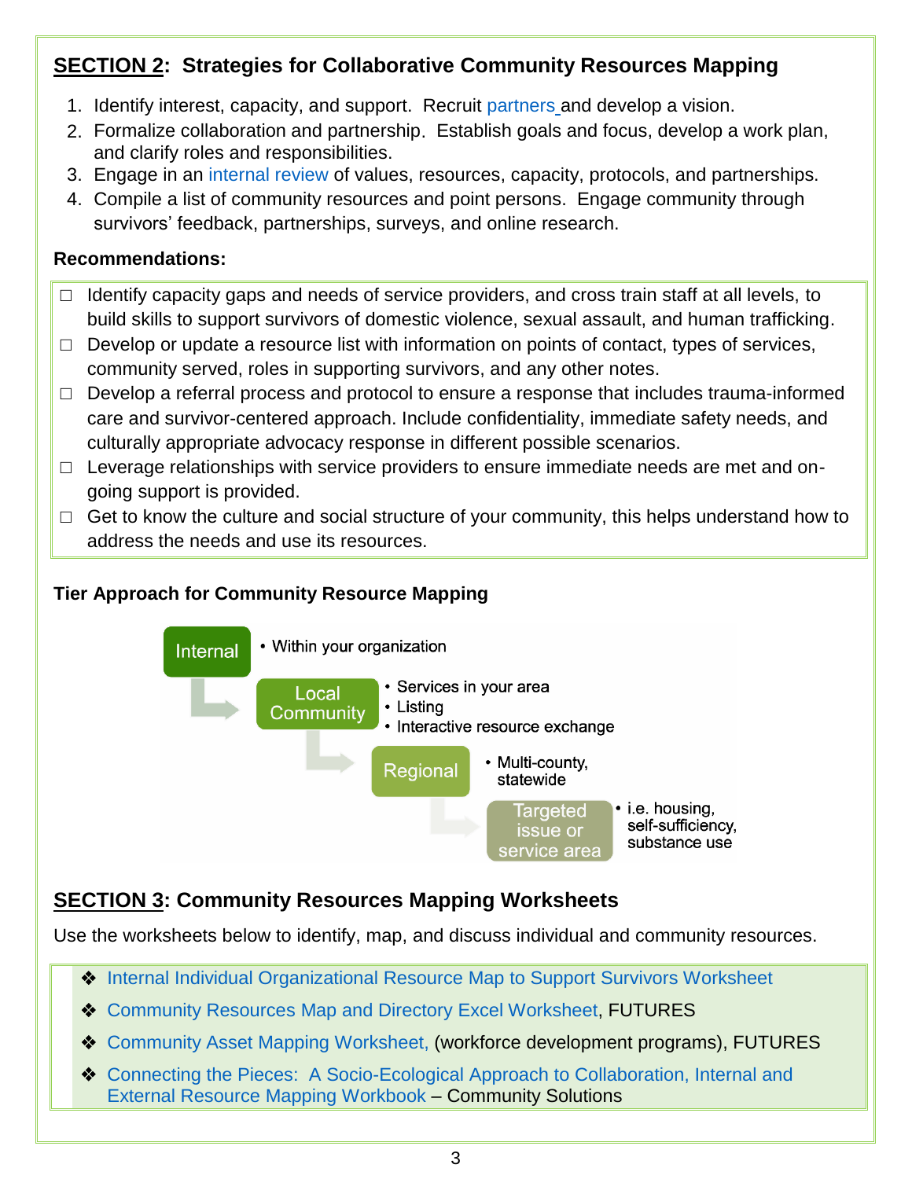## SECTION 2: Strategies for Collaborative Community Resources Mapping

1. Identify interest, capacity, and support. Recruit partners and develop a vision.
2. Formalize collaboration and partnership. Establish goals and focus, develop a work plan, and clarify roles and responsibilities.
3. Engage in an internal review of values, resources, capacity, protocols, and partnerships.
4. Compile a list of community resources and point persons. Engage community through survivors' feedback, partnerships, surveys, and online research.

**Recommendations:**

- ☐ Identify capacity gaps and needs of service providers, and cross train staff at all levels, to build skills to support survivors of domestic violence, sexual assault, and human trafficking.
- ☐ Develop or update a resource list with information on points of contact, types of services, community served, roles in supporting survivors, and any other notes.
- ☐ Develop a referral process and protocol to ensure a response that includes trauma-informed care and survivor-centered approach. Include confidentiality, immediate safety needs, and culturally appropriate advocacy response in different possible scenarios.
- ☐ Leverage relationships with service providers to ensure immediate needs are met and on-going support is provided.
- ☐ Get to know the culture and social structure of your community, this helps understand how to address the needs and use its resources.

### Tier Approach for Community Resource Mapping

- **Internal**
  - Within your organization
- **Local Community**
  - Services in your area
  - Listing
  - Interactive resource exchange
- **Regional**
  - Multi-county, statewide
- **Targeted issue or service area**
  - i.e. housing, self-sufficiency, substance use

## SECTION 3: Community Resources Mapping Worksheets

Use the worksheets below to identify, map, and discuss individual and community resources.

- ❖ Internal Individual Organizational Resource Map to Support Survivors Worksheet
- ❖ Community Resources Map and Directory Excel Worksheet, FUTURES
- ❖ Community Asset Mapping Worksheet, (workforce development programs), FUTURES
- ❖ Connecting the Pieces: A Socio-Ecological Approach to Collaboration, Internal and External Resource Mapping Workbook – Community Solutions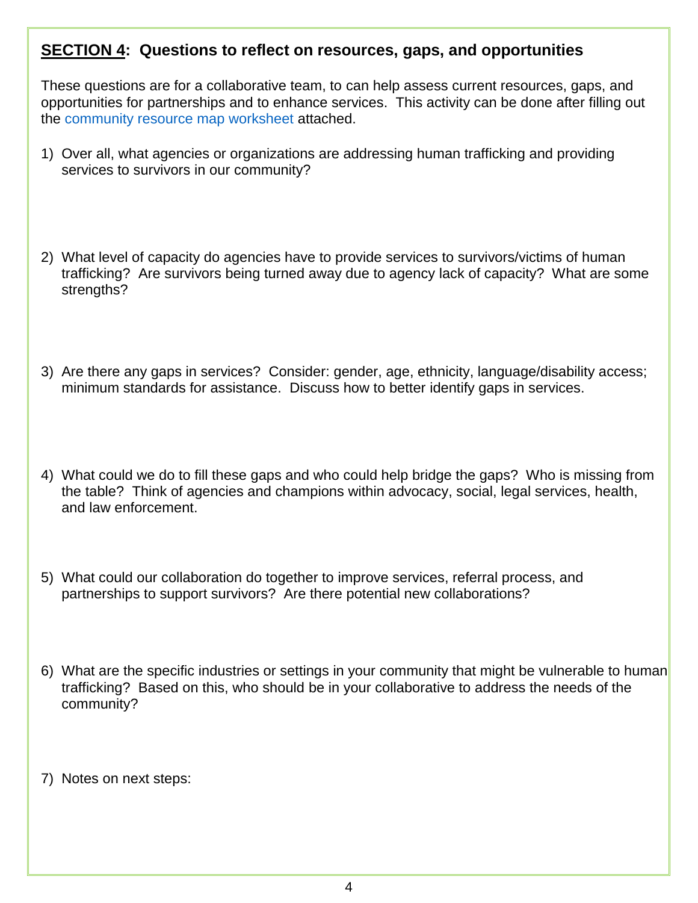## **SECTION 4: Questions to reflect on resources, gaps, and opportunities**

These questions are for a collaborative team, to can help assess current resources, gaps, and opportunities for partnerships and to enhance services. This activity can be done after filling out the community resource map worksheet attached.

1) Over all, what agencies or organizations are addressing human trafficking and providing services to survivors in our community?

2) What level of capacity do agencies have to provide services to survivors/victims of human trafficking? Are survivors being turned away due to agency lack of capacity? What are some strengths?

3) Are there any gaps in services? Consider: gender, age, ethnicity, language/disability access; minimum standards for assistance. Discuss how to better identify gaps in services.

4) What could we do to fill these gaps and who could help bridge the gaps? Who is missing from the table? Think of agencies and champions within advocacy, social, legal services, health, and law enforcement.

5) What could our collaboration do together to improve services, referral process, and partnerships to support survivors? Are there potential new collaborations?

6) What are the specific industries or settings in your community that might be vulnerable to human trafficking? Based on this, who should be in your collaborative to address the needs of the community?

7) Notes on next steps: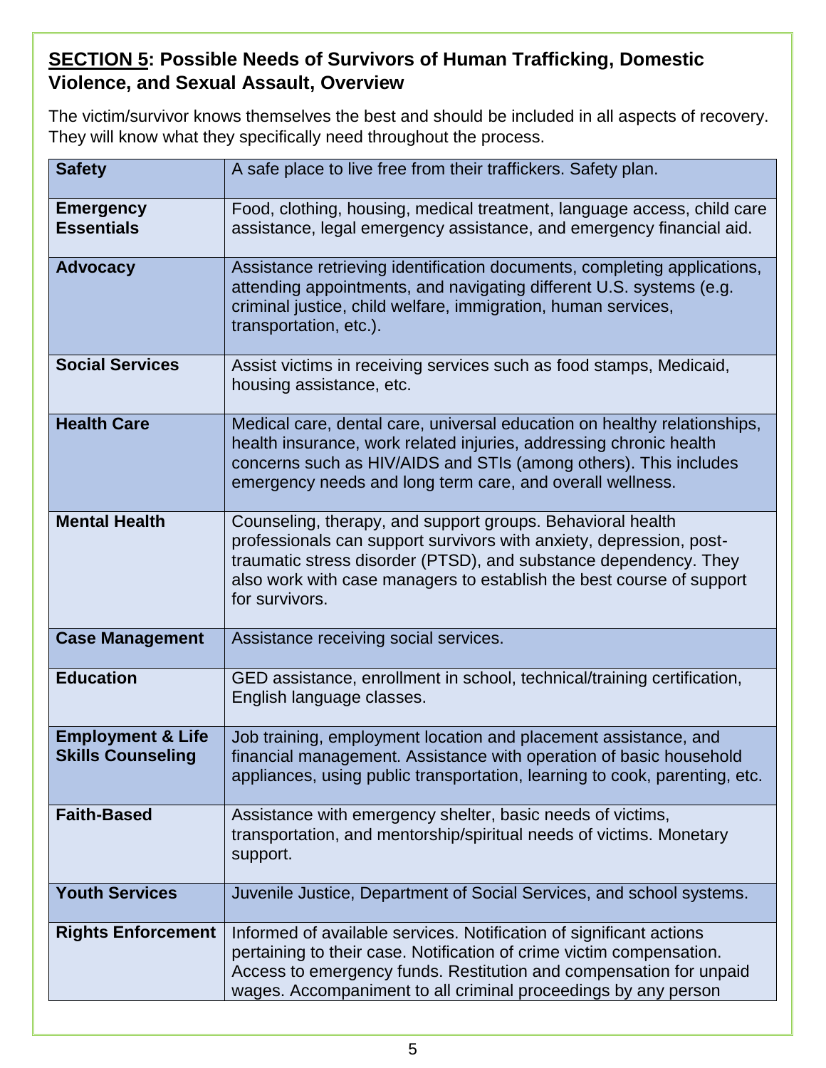## **SECTION 5**: Possible Needs of Survivors of Human Trafficking, Domestic Violence, and Sexual Assault, Overview

The victim/survivor knows themselves the best and should be included in all aspects of recovery. They will know what they specifically need throughout the process.

| | |
|---|---|
| **Safety** | A safe place to live free from their traffickers. Safety plan. |
| **Emergency Essentials** | Food, clothing, housing, medical treatment, language access, child care assistance, legal emergency assistance, and emergency financial aid. |
| **Advocacy** | Assistance retrieving identification documents, completing applications, attending appointments, and navigating different U.S. systems (e.g. criminal justice, child welfare, immigration, human services, transportation, etc.). |
| **Social Services** | Assist victims in receiving services such as food stamps, Medicaid, housing assistance, etc. |
| **Health Care** | Medical care, dental care, universal education on healthy relationships, health insurance, work related injuries, addressing chronic health concerns such as HIV/AIDS and STIs (among others). This includes emergency needs and long term care, and overall wellness. |
| **Mental Health** | Counseling, therapy, and support groups. Behavioral health professionals can support survivors with anxiety, depression, post-traumatic stress disorder (PTSD), and substance dependency. They also work with case managers to establish the best course of support for survivors. |
| **Case Management** | Assistance receiving social services. |
| **Education** | GED assistance, enrollment in school, technical/training certification, English language classes. |
| **Employment & Life Skills Counseling** | Job training, employment location and placement assistance, and financial management. Assistance with operation of basic household appliances, using public transportation, learning to cook, parenting, etc. |
| **Faith-Based** | Assistance with emergency shelter, basic needs of victims, transportation, and mentorship/spiritual needs of victims. Monetary support. |
| **Youth Services** | Juvenile Justice, Department of Social Services, and school systems. |
| **Rights Enforcement** | Informed of available services. Notification of significant actions pertaining to their case. Notification of crime victim compensation. Access to emergency funds. Restitution and compensation for unpaid wages. Accompaniment to all criminal proceedings by any person |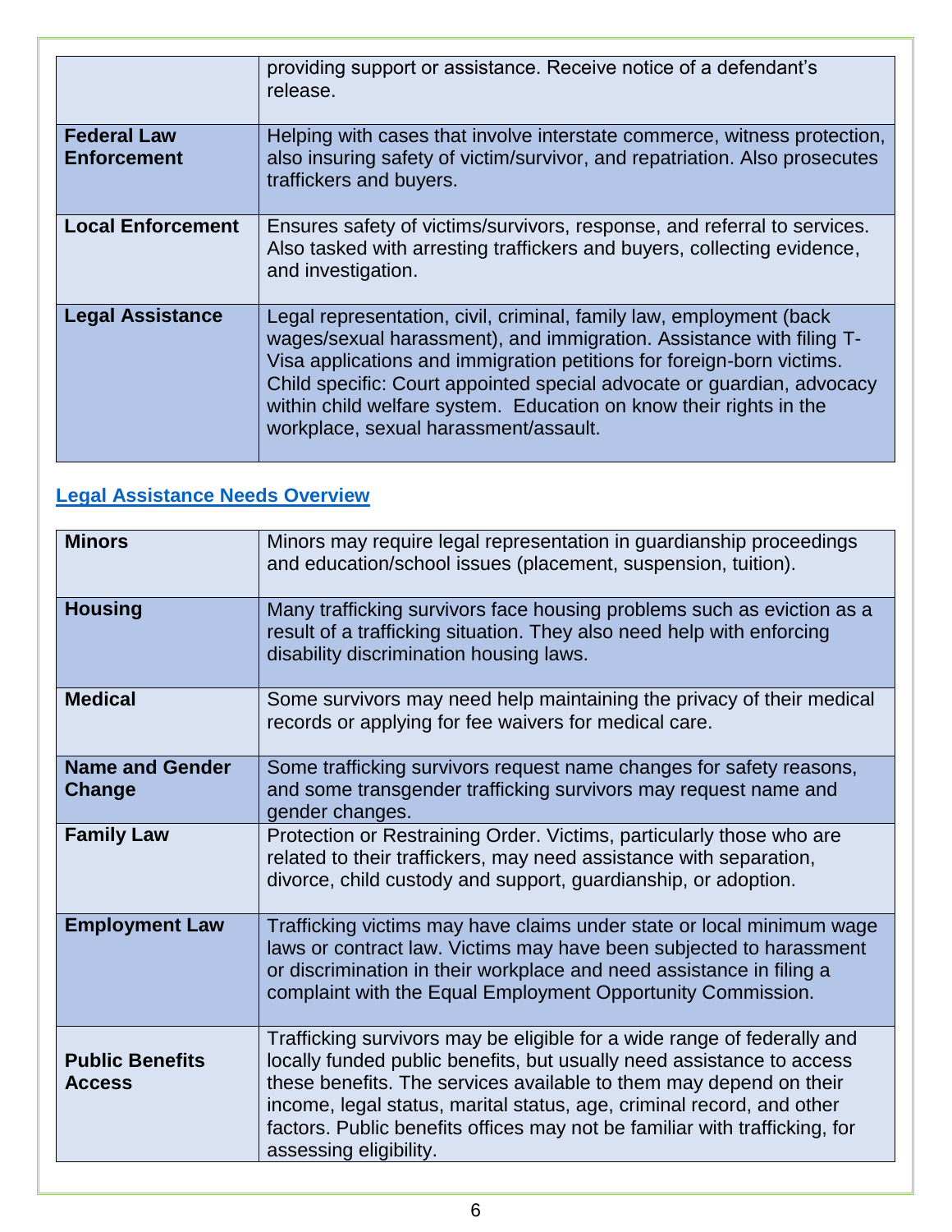| | |
|---|---|
| | providing support or assistance. Receive notice of a defendant's release. |
| **Federal Law Enforcement** | Helping with cases that involve interstate commerce, witness protection, also insuring safety of victim/survivor, and repatriation. Also prosecutes traffickers and buyers. |
| **Local Enforcement** | Ensures safety of victims/survivors, response, and referral to services. Also tasked with arresting traffickers and buyers, collecting evidence, and investigation. |
| **Legal Assistance** | Legal representation, civil, criminal, family law, employment (back wages/sexual harassment), and immigration. Assistance with filing T-Visa applications and immigration petitions for foreign-born victims. Child specific: Court appointed special advocate or guardian, advocacy within child welfare system. Education on know their rights in the workplace, sexual harassment/assault. |

## Legal Assistance Needs Overview

| | |
|---|---|
| **Minors** | Minors may require legal representation in guardianship proceedings and education/school issues (placement, suspension, tuition). |
| **Housing** | Many trafficking survivors face housing problems such as eviction as a result of a trafficking situation. They also need help with enforcing disability discrimination housing laws. |
| **Medical** | Some survivors may need help maintaining the privacy of their medical records or applying for fee waivers for medical care. |
| **Name and Gender Change** | Some trafficking survivors request name changes for safety reasons, and some transgender trafficking survivors may request name and gender changes. |
| **Family Law** | Protection or Restraining Order. Victims, particularly those who are related to their traffickers, may need assistance with separation, divorce, child custody and support, guardianship, or adoption. |
| **Employment Law** | Trafficking victims may have claims under state or local minimum wage laws or contract law. Victims may have been subjected to harassment or discrimination in their workplace and need assistance in filing a complaint with the Equal Employment Opportunity Commission. |
| **Public Benefits Access** | Trafficking survivors may be eligible for a wide range of federally and locally funded public benefits, but usually need assistance to access these benefits. The services available to them may depend on their income, legal status, marital status, age, criminal record, and other factors. Public benefits offices may not be familiar with trafficking, for assessing eligibility. |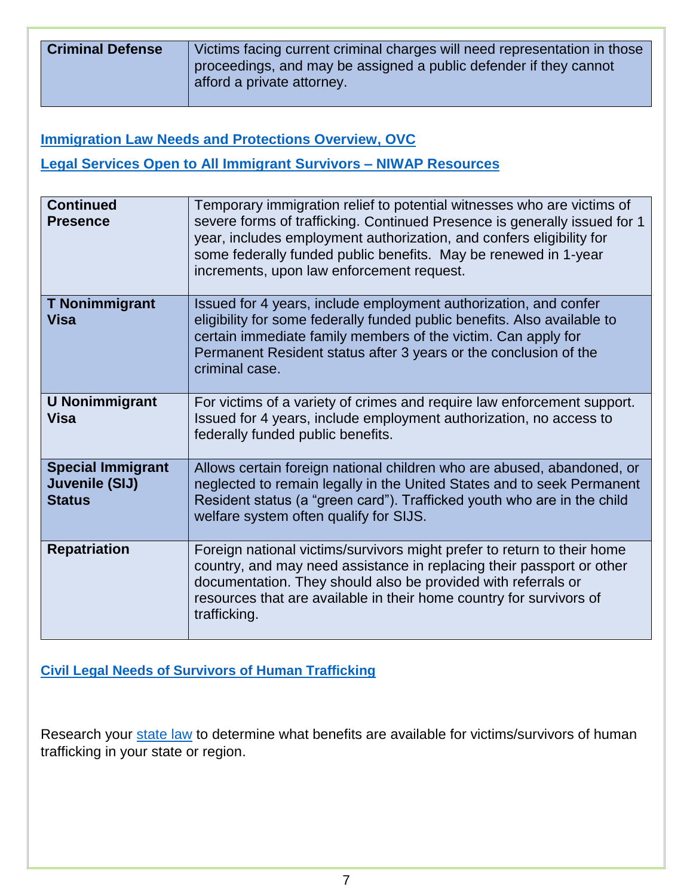| **Criminal Defense** | Victims facing current criminal charges will need representation in those proceedings, and may be assigned a public defender if they cannot afford a private attorney. |
|---|---|

**Immigration Law Needs and Protections Overview, OVC**

**Legal Services Open to All Immigrant Survivors – NIWAP Resources**

| **Continued Presence** | Temporary immigration relief to potential witnesses who are victims of severe forms of trafficking. Continued Presence is generally issued for 1 year, includes employment authorization, and confers eligibility for some federally funded public benefits. May be renewed in 1-year increments, upon law enforcement request. |
|---|---|
| **T Nonimmigrant Visa** | Issued for 4 years, include employment authorization, and confer eligibility for some federally funded public benefits. Also available to certain immediate family members of the victim. Can apply for Permanent Resident status after 3 years or the conclusion of the criminal case. |
| **U Nonimmigrant Visa** | For victims of a variety of crimes and require law enforcement support. Issued for 4 years, include employment authorization, no access to federally funded public benefits. |
| **Special Immigrant Juvenile (SIJ) Status** | Allows certain foreign national children who are abused, abandoned, or neglected to remain legally in the United States and to seek Permanent Resident status (a "green card"). Trafficked youth who are in the child welfare system often qualify for SIJS. |
| **Repatriation** | Foreign national victims/survivors might prefer to return to their home country, and may need assistance in replacing their passport or other documentation. They should also be provided with referrals or resources that are available in their home country for survivors of trafficking. |

**Civil Legal Needs of Survivors of Human Trafficking**

Research your state law to determine what benefits are available for victims/survivors of human trafficking in your state or region.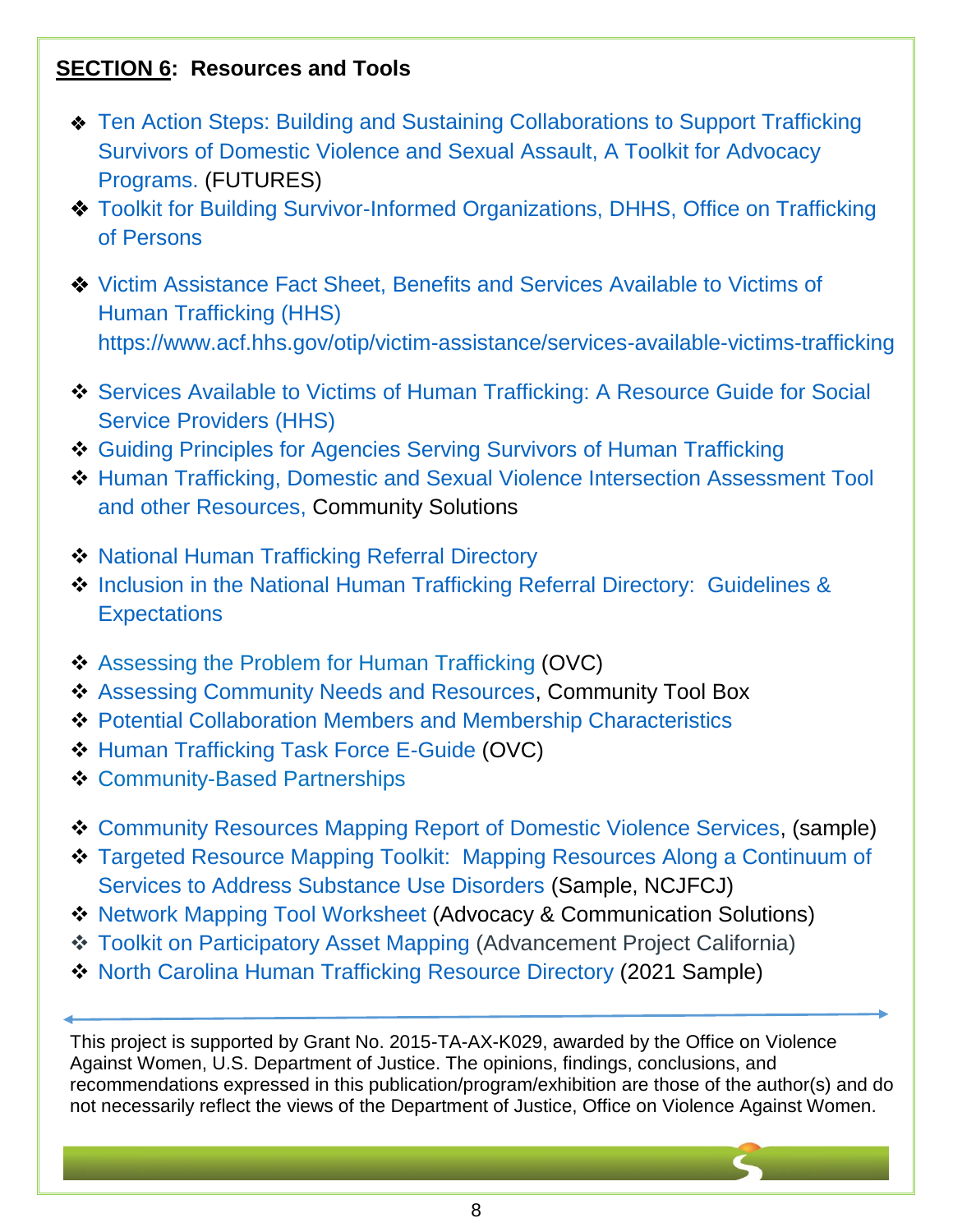## **SECTION 6: Resources and Tools**

- Ten Action Steps: Building and Sustaining Collaborations to Support Trafficking Survivors of Domestic Violence and Sexual Assault, A Toolkit for Advocacy Programs. (FUTURES)
- Toolkit for Building Survivor-Informed Organizations, DHHS, Office on Trafficking of Persons
- Victim Assistance Fact Sheet, Benefits and Services Available to Victims of Human Trafficking (HHS) https://www.acf.hhs.gov/otip/victim-assistance/services-available-victims-trafficking
- Services Available to Victims of Human Trafficking: A Resource Guide for Social Service Providers (HHS)
- Guiding Principles for Agencies Serving Survivors of Human Trafficking
- Human Trafficking, Domestic and Sexual Violence Intersection Assessment Tool and other Resources, Community Solutions
- National Human Trafficking Referral Directory
- Inclusion in the National Human Trafficking Referral Directory: Guidelines & Expectations
- Assessing the Problem for Human Trafficking (OVC)
- Assessing Community Needs and Resources, Community Tool Box
- Potential Collaboration Members and Membership Characteristics
- Human Trafficking Task Force E-Guide (OVC)
- Community-Based Partnerships
- Community Resources Mapping Report of Domestic Violence Services, (sample)
- Targeted Resource Mapping Toolkit: Mapping Resources Along a Continuum of Services to Address Substance Use Disorders (Sample, NCJFCJ)
- Network Mapping Tool Worksheet (Advocacy & Communication Solutions)
- Toolkit on Participatory Asset Mapping (Advancement Project California)
- North Carolina Human Trafficking Resource Directory (2021 Sample)

This project is supported by Grant No. 2015-TA-AX-K029, awarded by the Office on Violence Against Women, U.S. Department of Justice. The opinions, findings, conclusions, and recommendations expressed in this publication/program/exhibition are those of the author(s) and do not necessarily reflect the views of the Department of Justice, Office on Violence Against Women.